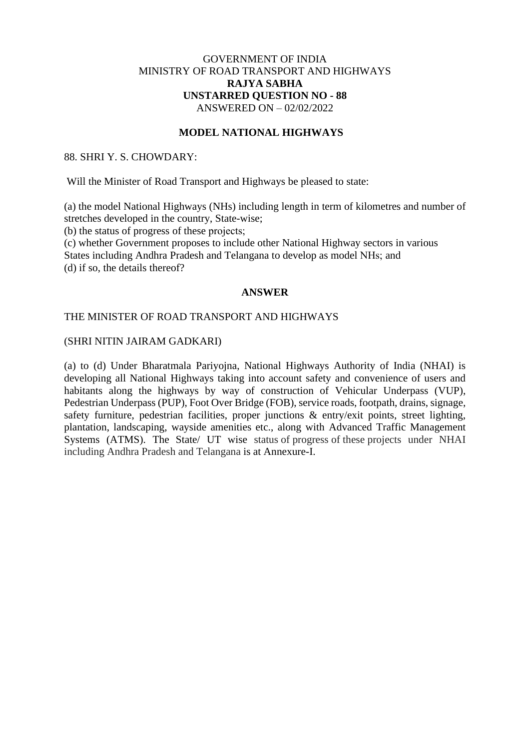GOVERNMENT OF INDIA
MINISTRY OF ROAD TRANSPORT AND HIGHWAYS
**RAJYA SABHA**
**UNSTARRED QUESTION NO - 88**
ANSWERED ON – 02/02/2022

## MODEL NATIONAL HIGHWAYS

88. SHRI Y. S. CHOWDARY:

Will the Minister of Road Transport and Highways be pleased to state:

(a) the model National Highways (NHs) including length in term of kilometres and number of stretches developed in the country, State-wise;
(b) the status of progress of these projects;
(c) whether Government proposes to include other National Highway sectors in various States including Andhra Pradesh and Telangana to develop as model NHs; and
(d) if so, the details thereof?

## ANSWER

THE MINISTER OF ROAD TRANSPORT AND HIGHWAYS

(SHRI NITIN JAIRAM GADKARI)

(a) to (d) Under Bharatmala Pariyojna, National Highways Authority of India (NHAI) is developing all National Highways taking into account safety and convenience of users and habitants along the highways by way of construction of Vehicular Underpass (VUP), Pedestrian Underpass (PUP), Foot Over Bridge (FOB), service roads, footpath, drains, signage, safety furniture, pedestrian facilities, proper junctions & entry/exit points, street lighting, plantation, landscaping, wayside amenities etc., along with Advanced Traffic Management Systems (ATMS). The State/ UT wise status of progress of these projects under NHAI including Andhra Pradesh and Telangana is at Annexure-I.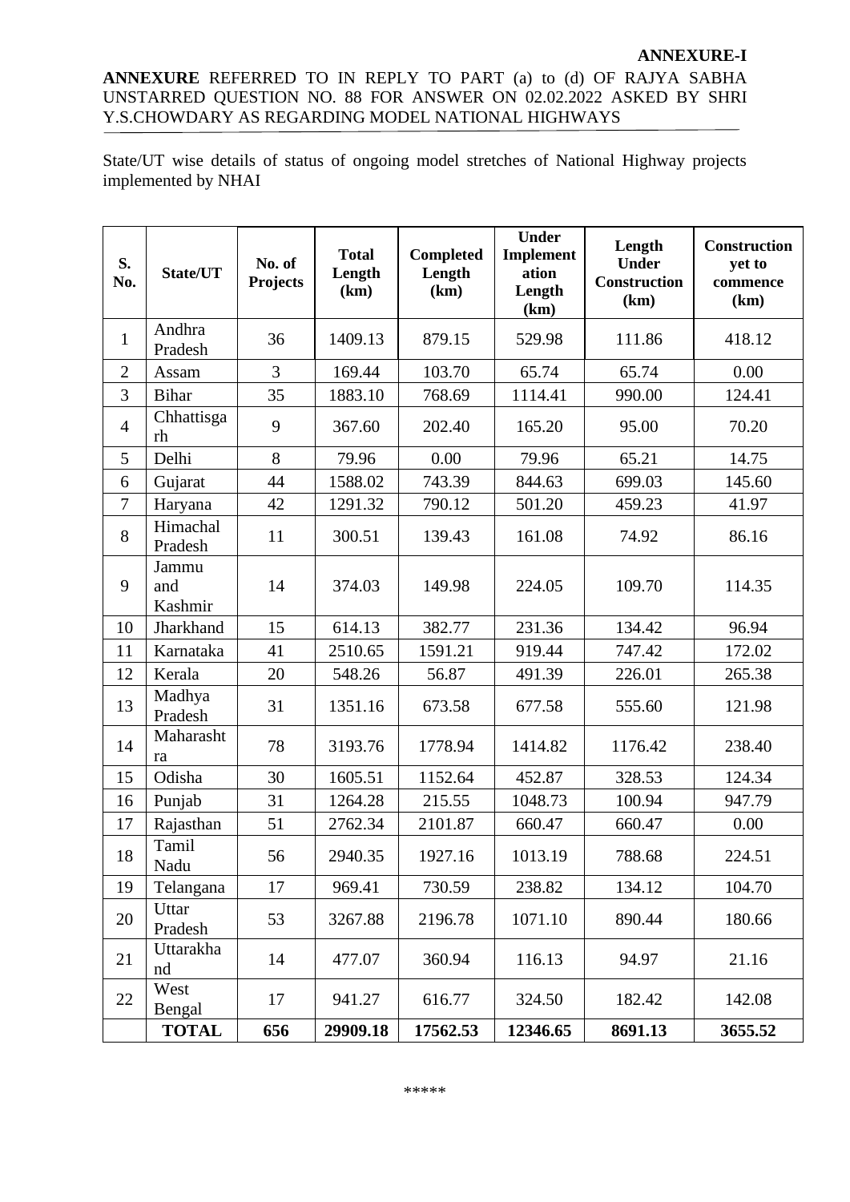**ANNEXURE-I**

**ANNEXURE** REFERRED TO IN REPLY TO PART (a) to (d) OF RAJYA SABHA UNSTARRED QUESTION NO. 88 FOR ANSWER ON 02.02.2022 ASKED BY SHRI Y.S.CHOWDARY AS REGARDING MODEL NATIONAL HIGHWAYS

State/UT wise details of status of ongoing model stretches of National Highway projects implemented by NHAI

| S. No. | State/UT | No. of Projects | Total Length (km) | Completed Length (km) | Under Implementation Length (km) | Length Under Construction (km) | Construction yet to commence (km) |
|---|---|---|---|---|---|---|---|
| 1 | Andhra Pradesh | 36 | 1409.13 | 879.15 | 529.98 | 111.86 | 418.12 |
| 2 | Assam | 3 | 169.44 | 103.70 | 65.74 | 65.74 | 0.00 |
| 3 | Bihar | 35 | 1883.10 | 768.69 | 1114.41 | 990.00 | 124.41 |
| 4 | Chhattisgarh | 9 | 367.60 | 202.40 | 165.20 | 95.00 | 70.20 |
| 5 | Delhi | 8 | 79.96 | 0.00 | 79.96 | 65.21 | 14.75 |
| 6 | Gujarat | 44 | 1588.02 | 743.39 | 844.63 | 699.03 | 145.60 |
| 7 | Haryana | 42 | 1291.32 | 790.12 | 501.20 | 459.23 | 41.97 |
| 8 | Himachal Pradesh | 11 | 300.51 | 139.43 | 161.08 | 74.92 | 86.16 |
| 9 | Jammu and Kashmir | 14 | 374.03 | 149.98 | 224.05 | 109.70 | 114.35 |
| 10 | Jharkhand | 15 | 614.13 | 382.77 | 231.36 | 134.42 | 96.94 |
| 11 | Karnataka | 41 | 2510.65 | 1591.21 | 919.44 | 747.42 | 172.02 |
| 12 | Kerala | 20 | 548.26 | 56.87 | 491.39 | 226.01 | 265.38 |
| 13 | Madhya Pradesh | 31 | 1351.16 | 673.58 | 677.58 | 555.60 | 121.98 |
| 14 | Maharashtra | 78 | 3193.76 | 1778.94 | 1414.82 | 1176.42 | 238.40 |
| 15 | Odisha | 30 | 1605.51 | 1152.64 | 452.87 | 328.53 | 124.34 |
| 16 | Punjab | 31 | 1264.28 | 215.55 | 1048.73 | 100.94 | 947.79 |
| 17 | Rajasthan | 51 | 2762.34 | 2101.87 | 660.47 | 660.47 | 0.00 |
| 18 | Tamil Nadu | 56 | 2940.35 | 1927.16 | 1013.19 | 788.68 | 224.51 |
| 19 | Telangana | 17 | 969.41 | 730.59 | 238.82 | 134.12 | 104.70 |
| 20 | Uttar Pradesh | 53 | 3267.88 | 2196.78 | 1071.10 | 890.44 | 180.66 |
| 21 | Uttarakhand | 14 | 477.07 | 360.94 | 116.13 | 94.97 | 21.16 |
| 22 | West Bengal | 17 | 941.27 | 616.77 | 324.50 | 182.42 | 142.08 |
| | **TOTAL** | **656** | **29909.18** | **17562.53** | **12346.65** | **8691.13** | **3655.52** |

*****